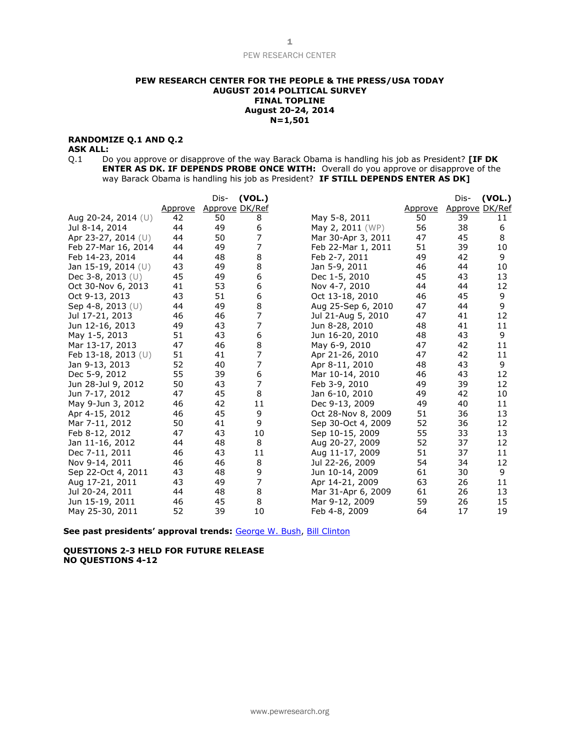**PEW RESEARCH CENTER FOR THE PEOPLE & THE PRESS/USA TODAY**
**AUGUST 2014 POLITICAL SURVEY**
**FINAL TOPLINE**
**August 20-24, 2014**
**N=1,501**

**RANDOMIZE Q.1 AND Q.2**
**ASK ALL:**

Q.1 Do you approve or disapprove of the way Barack Obama is handling his job as President? **[IF DK ENTER AS DK. IF DEPENDS PROBE ONCE WITH:** Overall do you approve or disapprove of the way Barack Obama is handling his job as President? **IF STILL DEPENDS ENTER AS DK]**

| | Approve | Dis-Approve | (VOL.) DK/Ref | | Approve | Dis-Approve | (VOL.) DK/Ref |
|---|---|---|---|---|---|---|---|
| Aug 20-24, 2014 (U) | 42 | 50 | 8 | May 5-8, 2011 | 50 | 39 | 11 |
| Jul 8-14, 2014 | 44 | 49 | 6 | May 2, 2011 (WP) | 56 | 38 | 6 |
| Apr 23-27, 2014 (U) | 44 | 50 | 7 | Mar 30-Apr 3, 2011 | 47 | 45 | 8 |
| Feb 27-Mar 16, 2014 | 44 | 49 | 7 | Feb 22-Mar 1, 2011 | 51 | 39 | 10 |
| Feb 14-23, 2014 | 44 | 48 | 8 | Feb 2-7, 2011 | 49 | 42 | 9 |
| Jan 15-19, 2014 (U) | 43 | 49 | 8 | Jan 5-9, 2011 | 46 | 44 | 10 |
| Dec 3-8, 2013 (U) | 45 | 49 | 6 | Dec 1-5, 2010 | 45 | 43 | 13 |
| Oct 30-Nov 6, 2013 | 41 | 53 | 6 | Nov 4-7, 2010 | 44 | 44 | 12 |
| Oct 9-13, 2013 | 43 | 51 | 6 | Oct 13-18, 2010 | 46 | 45 | 9 |
| Sep 4-8, 2013 (U) | 44 | 49 | 8 | Aug 25-Sep 6, 2010 | 47 | 44 | 9 |
| Jul 17-21, 2013 | 46 | 46 | 7 | Jul 21-Aug 5, 2010 | 47 | 41 | 12 |
| Jun 12-16, 2013 | 49 | 43 | 7 | Jun 8-28, 2010 | 48 | 41 | 11 |
| May 1-5, 2013 | 51 | 43 | 6 | Jun 16-20, 2010 | 48 | 43 | 9 |
| Mar 13-17, 2013 | 47 | 46 | 8 | May 6-9, 2010 | 47 | 42 | 11 |
| Feb 13-18, 2013 (U) | 51 | 41 | 7 | Apr 21-26, 2010 | 47 | 42 | 11 |
| Jan 9-13, 2013 | 52 | 40 | 7 | Apr 8-11, 2010 | 48 | 43 | 9 |
| Dec 5-9, 2012 | 55 | 39 | 6 | Mar 10-14, 2010 | 46 | 43 | 12 |
| Jun 28-Jul 9, 2012 | 50 | 43 | 7 | Feb 3-9, 2010 | 49 | 39 | 12 |
| Jun 7-17, 2012 | 47 | 45 | 8 | Jan 6-10, 2010 | 49 | 42 | 10 |
| May 9-Jun 3, 2012 | 46 | 42 | 11 | Dec 9-13, 2009 | 49 | 40 | 11 |
| Apr 4-15, 2012 | 46 | 45 | 9 | Oct 28-Nov 8, 2009 | 51 | 36 | 13 |
| Mar 7-11, 2012 | 50 | 41 | 9 | Sep 30-Oct 4, 2009 | 52 | 36 | 12 |
| Feb 8-12, 2012 | 47 | 43 | 10 | Sep 10-15, 2009 | 55 | 33 | 13 |
| Jan 11-16, 2012 | 44 | 48 | 8 | Aug 20-27, 2009 | 52 | 37 | 12 |
| Dec 7-11, 2011 | 46 | 43 | 11 | Aug 11-17, 2009 | 51 | 37 | 11 |
| Nov 9-14, 2011 | 46 | 46 | 8 | Jul 22-26, 2009 | 54 | 34 | 12 |
| Sep 22-Oct 4, 2011 | 43 | 48 | 9 | Jun 10-14, 2009 | 61 | 30 | 9 |
| Aug 17-21, 2011 | 43 | 49 | 7 | Apr 14-21, 2009 | 63 | 26 | 11 |
| Jul 20-24, 2011 | 44 | 48 | 8 | Mar 31-Apr 6, 2009 | 61 | 26 | 13 |
| Jun 15-19, 2011 | 46 | 45 | 8 | Mar 9-12, 2009 | 59 | 26 | 15 |
| May 25-30, 2011 | 52 | 39 | 10 | Feb 4-8, 2009 | 64 | 17 | 19 |

**See past presidents' approval trends:** George W. Bush, Bill Clinton

**QUESTIONS 2-3 HELD FOR FUTURE RELEASE**
**NO QUESTIONS 4-12**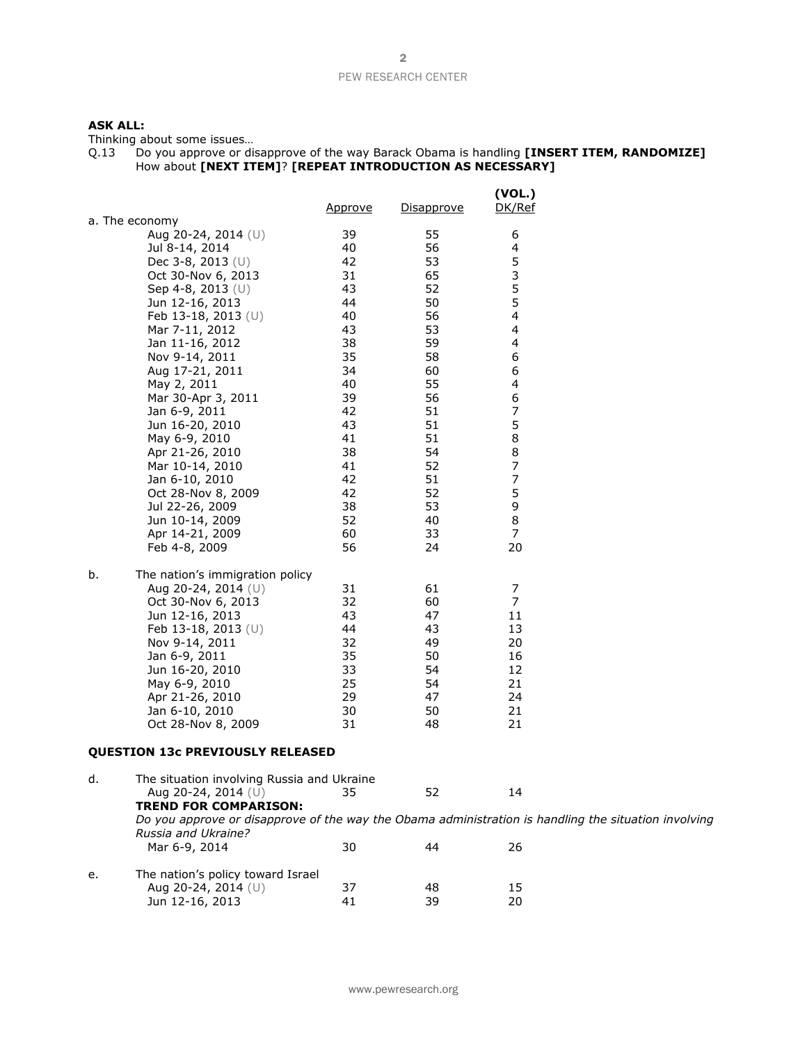**ASK ALL:**

Thinking about some issues…

Q.13 Do you approve or disapprove of the way Barack Obama is handling **[INSERT ITEM, RANDOMIZE]** How about **[NEXT ITEM]**? **[REPEAT INTRODUCTION AS NECESSARY]**

| | Approve | Disapprove | (VOL.) DK/Ref |
|---|---|---|---|
| a. The economy | | | |
| Aug 20-24, 2014 (U) | 39 | 55 | 6 |
| Jul 8-14, 2014 | 40 | 56 | 4 |
| Dec 3-8, 2013 (U) | 42 | 53 | 5 |
| Oct 30-Nov 6, 2013 | 31 | 65 | 3 |
| Sep 4-8, 2013 (U) | 43 | 52 | 5 |
| Jun 12-16, 2013 | 44 | 50 | 5 |
| Feb 13-18, 2013 (U) | 40 | 56 | 4 |
| Mar 7-11, 2012 | 43 | 53 | 4 |
| Jan 11-16, 2012 | 38 | 59 | 4 |
| Nov 9-14, 2011 | 35 | 58 | 6 |
| Aug 17-21, 2011 | 34 | 60 | 6 |
| May 2, 2011 | 40 | 55 | 4 |
| Mar 30-Apr 3, 2011 | 39 | 56 | 6 |
| Jan 6-9, 2011 | 42 | 51 | 7 |
| Jun 16-20, 2010 | 43 | 51 | 5 |
| May 6-9, 2010 | 41 | 51 | 8 |
| Apr 21-26, 2010 | 38 | 54 | 8 |
| Mar 10-14, 2010 | 41 | 52 | 7 |
| Jan 6-10, 2010 | 42 | 51 | 7 |
| Oct 28-Nov 8, 2009 | 42 | 52 | 5 |
| Jul 22-26, 2009 | 38 | 53 | 9 |
| Jun 10-14, 2009 | 52 | 40 | 8 |
| Apr 14-21, 2009 | 60 | 33 | 7 |
| Feb 4-8, 2009 | 56 | 24 | 20 |
| b. The nation's immigration policy | | | |
| Aug 20-24, 2014 (U) | 31 | 61 | 7 |
| Oct 30-Nov 6, 2013 | 32 | 60 | 7 |
| Jun 12-16, 2013 | 43 | 47 | 11 |
| Feb 13-18, 2013 (U) | 44 | 43 | 13 |
| Nov 9-14, 2011 | 32 | 49 | 20 |
| Jan 6-9, 2011 | 35 | 50 | 16 |
| Jun 16-20, 2010 | 33 | 54 | 12 |
| May 6-9, 2010 | 25 | 54 | 21 |
| Apr 21-26, 2010 | 29 | 47 | 24 |
| Jan 6-10, 2010 | 30 | 50 | 21 |
| Oct 28-Nov 8, 2009 | 31 | 48 | 21 |

**QUESTION 13c PREVIOUSLY RELEASED**

| | Approve | Disapprove | (VOL.) DK/Ref |
|---|---|---|---|
| d. The situation involving Russia and Ukraine | | | |
| Aug 20-24, 2014 (U) | 35 | 52 | 14 |
| **TREND FOR COMPARISON:** *Do you approve or disapprove of the way the Obama administration is handling the situation involving Russia and Ukraine?* | | | |
| Mar 6-9, 2014 | 30 | 44 | 26 |
| e. The nation's policy toward Israel | | | |
| Aug 20-24, 2014 (U) | 37 | 48 | 15 |
| Jun 12-16, 2013 | 41 | 39 | 20 |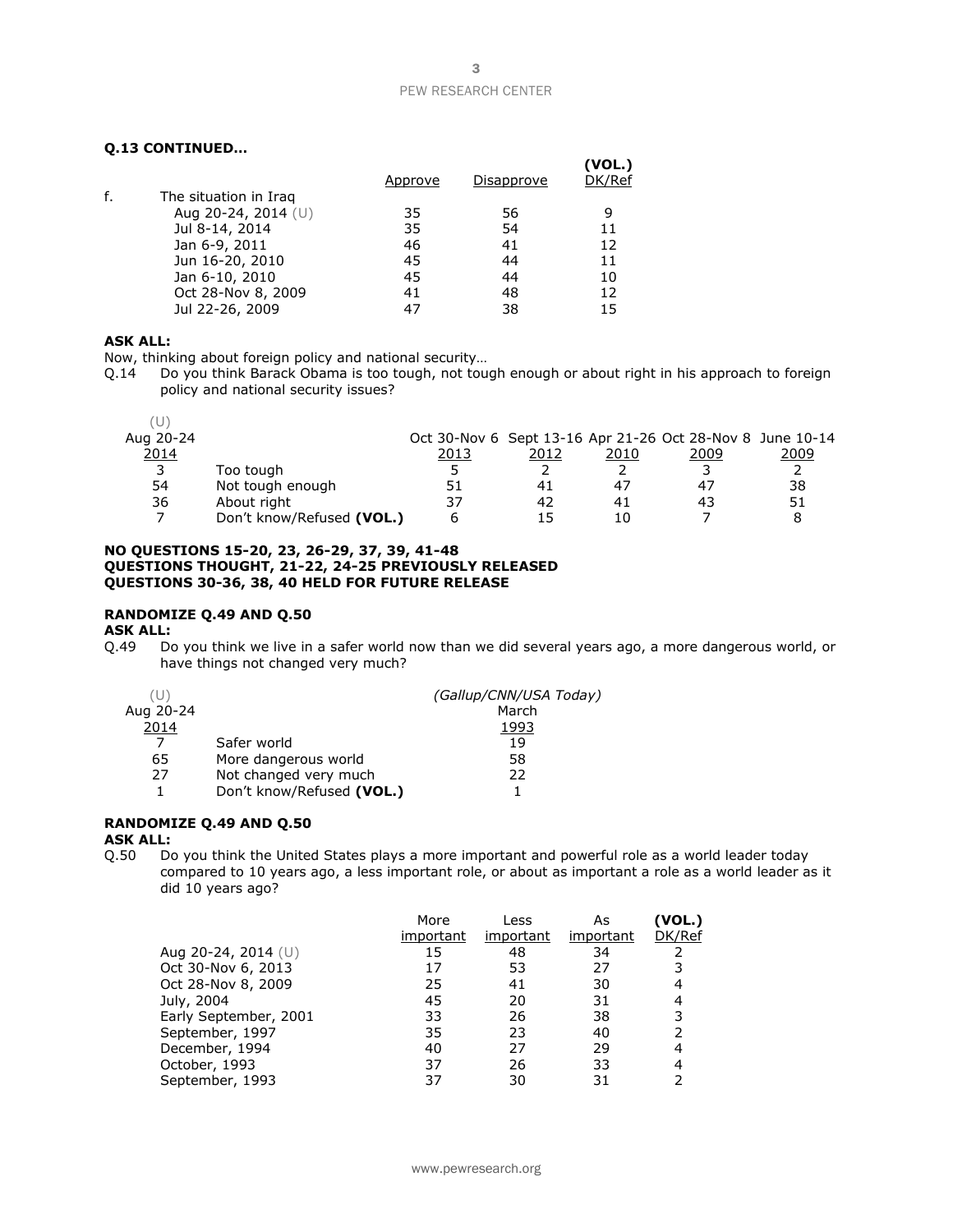**Q.13 CONTINUED…**

| | | Approve | Disapprove | (VOL.) DK/Ref |
|---|---|---|---|---|
| f. | The situation in Iraq | | | |
| | Aug 20-24, 2014 (U) | 35 | 56 | 9 |
| | Jul 8-14, 2014 | 35 | 54 | 11 |
| | Jan 6-9, 2011 | 46 | 41 | 12 |
| | Jun 16-20, 2010 | 45 | 44 | 11 |
| | Jan 6-10, 2010 | 45 | 44 | 10 |
| | Oct 28-Nov 8, 2009 | 41 | 48 | 12 |
| | Jul 22-26, 2009 | 47 | 38 | 15 |

**ASK ALL:**

Now, thinking about foreign policy and national security…

Q.14 Do you think Barack Obama is too tough, not tough enough or about right in his approach to foreign policy and national security issues?

| (U) Aug 20-24 2014 | | Oct 30-Nov 6 2013 | Sept 13-16 2012 | Apr 21-26 2010 | Oct 28-Nov 8 2009 | June 10-14 2009 |
|---|---|---|---|---|---|---|
| 3 | Too tough | 5 | 2 | 2 | 3 | 2 |
| 54 | Not tough enough | 51 | 41 | 47 | 47 | 38 |
| 36 | About right | 37 | 42 | 41 | 43 | 51 |
| 7 | Don't know/Refused **(VOL.)** | 6 | 15 | 10 | 7 | 8 |

**NO QUESTIONS 15-20, 23, 26-29, 37, 39, 41-48**
**QUESTIONS THOUGHT, 21-22, 24-25 PREVIOUSLY RELEASED**
**QUESTIONS 30-36, 38, 40 HELD FOR FUTURE RELEASE**

**RANDOMIZE Q.49 AND Q.50**
**ASK ALL:**

Q.49 Do you think we live in a safer world now than we did several years ago, a more dangerous world, or have things not changed very much?

| (U) Aug 20-24 2014 | | *(Gallup/CNN/USA Today)* March 1993 |
|---|---|---|
| 7 | Safer world | 19 |
| 65 | More dangerous world | 58 |
| 27 | Not changed very much | 22 |
| 1 | Don't know/Refused **(VOL.)** | 1 |

**RANDOMIZE Q.49 AND Q.50**
**ASK ALL:**

Q.50 Do you think the United States plays a more important and powerful role as a world leader today compared to 10 years ago, a less important role, or about as important a role as a world leader as it did 10 years ago?

| | More important | Less important | As important | (VOL.) DK/Ref |
|---|---|---|---|---|
| Aug 20-24, 2014 (U) | 15 | 48 | 34 | 2 |
| Oct 30-Nov 6, 2013 | 17 | 53 | 27 | 3 |
| Oct 28-Nov 8, 2009 | 25 | 41 | 30 | 4 |
| July, 2004 | 45 | 20 | 31 | 4 |
| Early September, 2001 | 33 | 26 | 38 | 3 |
| September, 1997 | 35 | 23 | 40 | 2 |
| December, 1994 | 40 | 27 | 29 | 4 |
| October, 1993 | 37 | 26 | 33 | 4 |
| September, 1993 | 37 | 30 | 31 | 2 |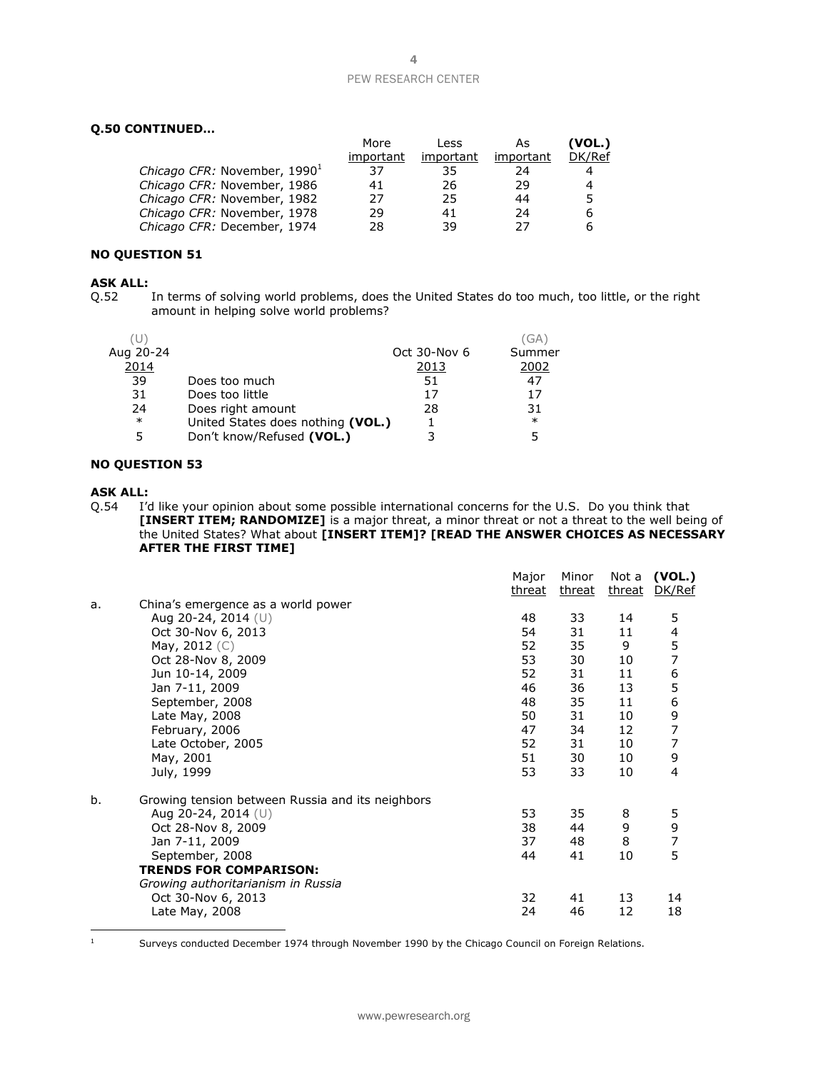**Q.50 CONTINUED…**

| | More important | Less important | As important | (VOL.) DK/Ref |
|---|---|---|---|---|
| *Chicago CFR:* November, 1990[1] | 37 | 35 | 24 | 4 |
| *Chicago CFR:* November, 1986 | 41 | 26 | 29 | 4 |
| *Chicago CFR:* November, 1982 | 27 | 25 | 44 | 5 |
| *Chicago CFR:* November, 1978 | 29 | 41 | 24 | 6 |
| *Chicago CFR:* December, 1974 | 28 | 39 | 27 | 6 |

**NO QUESTION 51**

**ASK ALL:**
Q.52 In terms of solving world problems, does the United States do too much, too little, or the right amount in helping solve world problems?

| (U) Aug 20-24 2014 | | Oct 30-Nov 6 2013 | (GA) Summer 2002 |
|---|---|---|---|
| 39 | Does too much | 51 | 47 |
| 31 | Does too little | 17 | 17 |
| 24 | Does right amount | 28 | 31 |
| * | United States does nothing **(VOL.)** | 1 | * |
| 5 | Don't know/Refused **(VOL.)** | 3 | 5 |

**NO QUESTION 53**

**ASK ALL:**
Q.54 I'd like your opinion about some possible international concerns for the U.S. Do you think that **[INSERT ITEM; RANDOMIZE]** is a major threat, a minor threat or not a threat to the well being of the United States? What about **[INSERT ITEM]? [READ THE ANSWER CHOICES AS NECESSARY AFTER THE FIRST TIME]**

| | | Major threat | Minor threat | Not a threat | (VOL.) DK/Ref |
|---|---|---|---|---|---|
| a. | China's emergence as a world power | | | | |
| | Aug 20-24, 2014 (U) | 48 | 33 | 14 | 5 |
| | Oct 30-Nov 6, 2013 | 54 | 31 | 11 | 4 |
| | May, 2012 (C) | 52 | 35 | 9 | 5 |
| | Oct 28-Nov 8, 2009 | 53 | 30 | 10 | 7 |
| | Jun 10-14, 2009 | 52 | 31 | 11 | 6 |
| | Jan 7-11, 2009 | 46 | 36 | 13 | 5 |
| | September, 2008 | 48 | 35 | 11 | 6 |
| | Late May, 2008 | 50 | 31 | 10 | 9 |
| | February, 2006 | 47 | 34 | 12 | 7 |
| | Late October, 2005 | 52 | 31 | 10 | 7 |
| | May, 2001 | 51 | 30 | 10 | 9 |
| | July, 1999 | 53 | 33 | 10 | 4 |
| b. | Growing tension between Russia and its neighbors | | | | |
| | Aug 20-24, 2014 (U) | 53 | 35 | 8 | 5 |
| | Oct 28-Nov 8, 2009 | 38 | 44 | 9 | 9 |
| | Jan 7-11, 2009 | 37 | 48 | 8 | 7 |
| | September, 2008 | 44 | 41 | 10 | 5 |
| | **TRENDS FOR COMPARISON:** | | | | |
| | *Growing authoritarianism in Russia* | | | | |
| | Oct 30-Nov 6, 2013 | 32 | 41 | 13 | 14 |
| | Late May, 2008 | 24 | 46 | 12 | 18 |

[1] Surveys conducted December 1974 through November 1990 by the Chicago Council on Foreign Relations.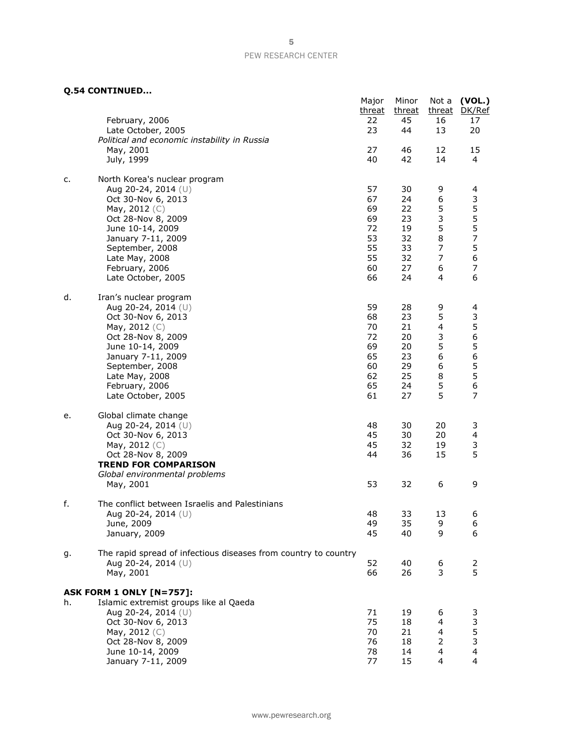**Q.54 CONTINUED...**

| | | Major threat | Minor threat | Not a threat | (VOL.) DK/Ref |
|---|---|---|---|---|---|
| | February, 2006 | 22 | 45 | 16 | 17 |
| | Late October, 2005 | 23 | 44 | 13 | 20 |
| | *Political and economic instability in Russia* | | | | |
| | May, 2001 | 27 | 46 | 12 | 15 |
| | July, 1999 | 40 | 42 | 14 | 4 |
| c. | North Korea's nuclear program | | | | |
| | Aug 20-24, 2014 (U) | 57 | 30 | 9 | 4 |
| | Oct 30-Nov 6, 2013 | 67 | 24 | 6 | 3 |
| | May, 2012 (C) | 69 | 22 | 5 | 5 |
| | Oct 28-Nov 8, 2009 | 69 | 23 | 3 | 5 |
| | June 10-14, 2009 | 72 | 19 | 5 | 5 |
| | January 7-11, 2009 | 53 | 32 | 8 | 7 |
| | September, 2008 | 55 | 33 | 7 | 5 |
| | Late May, 2008 | 55 | 32 | 7 | 6 |
| | February, 2006 | 60 | 27 | 6 | 7 |
| | Late October, 2005 | 66 | 24 | 4 | 6 |
| d. | Iran's nuclear program | | | | |
| | Aug 20-24, 2014 (U) | 59 | 28 | 9 | 4 |
| | Oct 30-Nov 6, 2013 | 68 | 23 | 5 | 3 |
| | May, 2012 (C) | 70 | 21 | 4 | 5 |
| | Oct 28-Nov 8, 2009 | 72 | 20 | 3 | 6 |
| | June 10-14, 2009 | 69 | 20 | 5 | 5 |
| | January 7-11, 2009 | 65 | 23 | 6 | 6 |
| | September, 2008 | 60 | 29 | 6 | 5 |
| | Late May, 2008 | 62 | 25 | 8 | 5 |
| | February, 2006 | 65 | 24 | 5 | 6 |
| | Late October, 2005 | 61 | 27 | 5 | 7 |
| e. | Global climate change | | | | |
| | Aug 20-24, 2014 (U) | 48 | 30 | 20 | 3 |
| | Oct 30-Nov 6, 2013 | 45 | 30 | 20 | 4 |
| | May, 2012 (C) | 45 | 32 | 19 | 3 |
| | Oct 28-Nov 8, 2009 | 44 | 36 | 15 | 5 |
| | **TREND FOR COMPARISON** | | | | |
| | *Global environmental problems* | | | | |
| | May, 2001 | 53 | 32 | 6 | 9 |
| f. | The conflict between Israelis and Palestinians | | | | |
| | Aug 20-24, 2014 (U) | 48 | 33 | 13 | 6 |
| | June, 2009 | 49 | 35 | 9 | 6 |
| | January, 2009 | 45 | 40 | 9 | 6 |
| g. | The rapid spread of infectious diseases from country to country | | | | |
| | Aug 20-24, 2014 (U) | 52 | 40 | 6 | 2 |
| | May, 2001 | 66 | 26 | 3 | 5 |
| | **ASK FORM 1 ONLY [N=757]:** | | | | |
| h. | Islamic extremist groups like al Qaeda | | | | |
| | Aug 20-24, 2014 (U) | 71 | 19 | 6 | 3 |
| | Oct 30-Nov 6, 2013 | 75 | 18 | 4 | 3 |
| | May, 2012 (C) | 70 | 21 | 4 | 5 |
| | Oct 28-Nov 8, 2009 | 76 | 18 | 2 | 3 |
| | June 10-14, 2009 | 78 | 14 | 4 | 4 |
| | January 7-11, 2009 | 77 | 15 | 4 | 4 |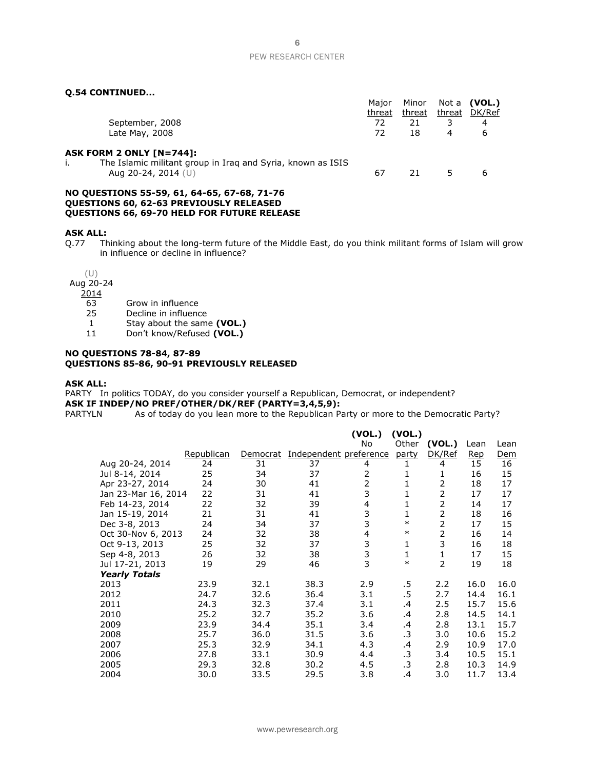**Q.54 CONTINUED…**

| | Major threat | Minor threat | Not a threat | (VOL.) DK/Ref |
|---|---|---|---|---|
| September, 2008 | 72 | 21 | 3 | 4 |
| Late May, 2008 | 72 | 18 | 4 | 6 |

**ASK FORM 2 ONLY [N=744]:**

i. The Islamic militant group in Iraq and Syria, known as ISIS

| | Major threat | Minor threat | Not a threat | (VOL.) DK/Ref |
|---|---|---|---|---|
| Aug 20-24, 2014 (U) | 67 | 21 | 5 | 6 |

**NO QUESTIONS 55-59, 61, 64-65, 67-68, 71-76**
**QUESTIONS 60, 62-63 PREVIOUSLY RELEASED**
**QUESTIONS 66, 69-70 HELD FOR FUTURE RELEASE**

**ASK ALL:**

Q.77 Thinking about the long-term future of the Middle East, do you think militant forms of Islam will grow in influence or decline in influence?

| (U) Aug 20-24 2014 | |
|---|---|
| 63 | Grow in influence |
| 25 | Decline in influence |
| 1 | Stay about the same **(VOL.)** |
| 11 | Don't know/Refused **(VOL.)** |

**NO QUESTIONS 78-84, 87-89**
**QUESTIONS 85-86, 90-91 PREVIOUSLY RELEASED**

**ASK ALL:**

PARTY In politics TODAY, do you consider yourself a Republican, Democrat, or independent?

**ASK IF INDEP/NO PREF/OTHER/DK/REF (PARTY=3,4,5,9):**

PARTYLN As of today do you lean more to the Republican Party or more to the Democratic Party?

| | Republican | Democrat | Independent | (VOL.) No preference | (VOL.) Other party | (VOL.) DK/Ref | Lean Rep | Lean Dem |
|---|---|---|---|---|---|---|---|---|
| Aug 20-24, 2014 | 24 | 31 | 37 | 4 | 1 | 4 | 15 | 16 |
| Jul 8-14, 2014 | 25 | 34 | 37 | 2 | 1 | 1 | 16 | 15 |
| Apr 23-27, 2014 | 24 | 30 | 41 | 2 | 1 | 2 | 18 | 17 |
| Jan 23-Mar 16, 2014 | 22 | 31 | 41 | 3 | 1 | 2 | 17 | 17 |
| Feb 14-23, 2014 | 22 | 32 | 39 | 4 | 1 | 2 | 14 | 17 |
| Jan 15-19, 2014 | 21 | 31 | 41 | 3 | 1 | 2 | 18 | 16 |
| Dec 3-8, 2013 | 24 | 34 | 37 | 3 | * | 2 | 17 | 15 |
| Oct 30-Nov 6, 2013 | 24 | 32 | 38 | 4 | * | 2 | 16 | 14 |
| Oct 9-13, 2013 | 25 | 32 | 37 | 3 | 1 | 3 | 16 | 18 |
| Sep 4-8, 2013 | 26 | 32 | 38 | 3 | 1 | 1 | 17 | 15 |
| Jul 17-21, 2013 | 19 | 29 | 46 | 3 | * | 2 | 19 | 18 |
| ***Yearly Totals*** | | | | | | | | |
| 2013 | 23.9 | 32.1 | 38.3 | 2.9 | .5 | 2.2 | 16.0 | 16.0 |
| 2012 | 24.7 | 32.6 | 36.4 | 3.1 | .5 | 2.7 | 14.4 | 16.1 |
| 2011 | 24.3 | 32.3 | 37.4 | 3.1 | .4 | 2.5 | 15.7 | 15.6 |
| 2010 | 25.2 | 32.7 | 35.2 | 3.6 | .4 | 2.8 | 14.5 | 14.1 |
| 2009 | 23.9 | 34.4 | 35.1 | 3.4 | .4 | 2.8 | 13.1 | 15.7 |
| 2008 | 25.7 | 36.0 | 31.5 | 3.6 | .3 | 3.0 | 10.6 | 15.2 |
| 2007 | 25.3 | 32.9 | 34.1 | 4.3 | .4 | 2.9 | 10.9 | 17.0 |
| 2006 | 27.8 | 33.1 | 30.9 | 4.4 | .3 | 3.4 | 10.5 | 15.1 |
| 2005 | 29.3 | 32.8 | 30.2 | 4.5 | .3 | 2.8 | 10.3 | 14.9 |
| 2004 | 30.0 | 33.5 | 29.5 | 3.8 | .4 | 3.0 | 11.7 | 13.4 |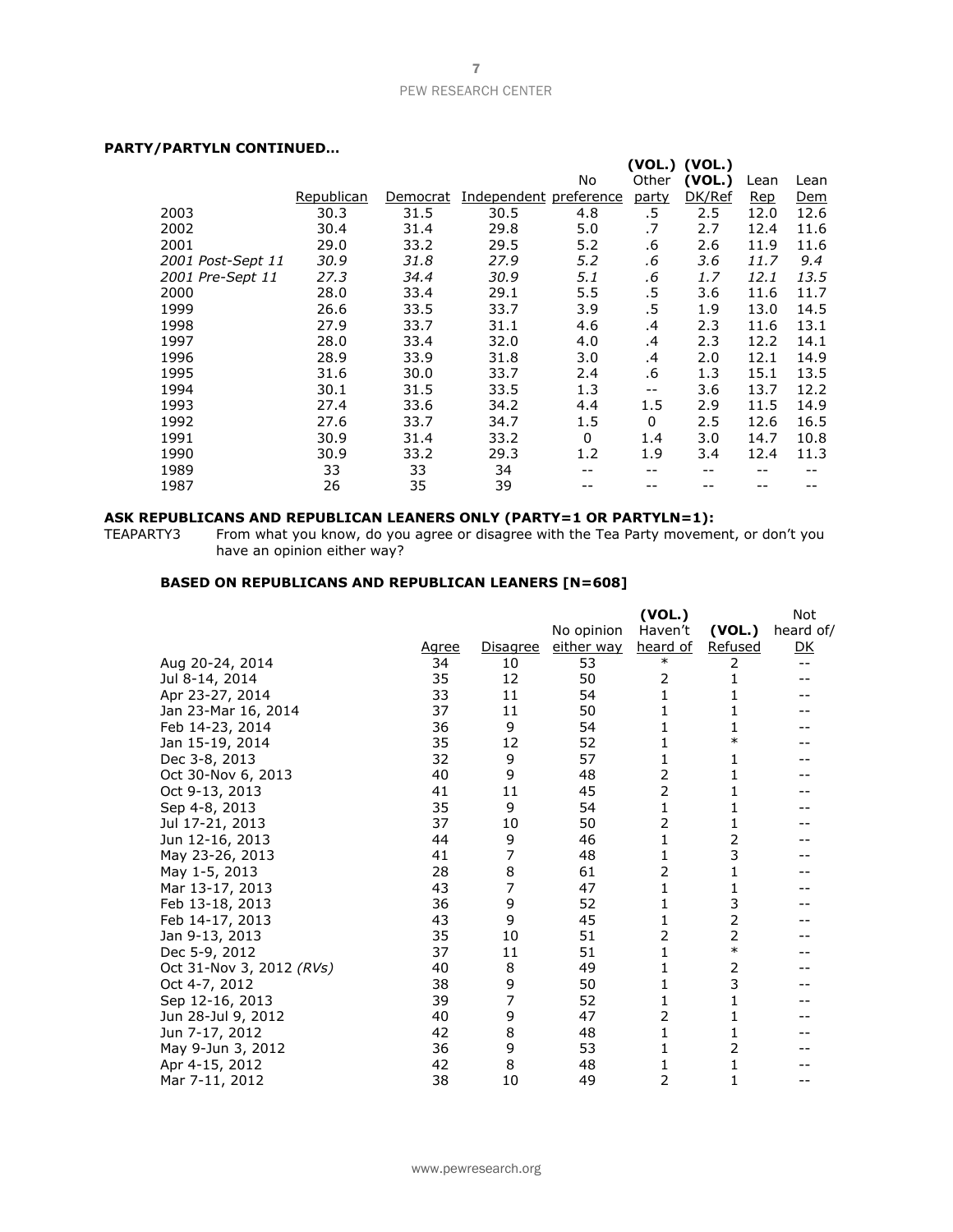**PARTY/PARTYLN CONTINUED…**

| | Republican | Democrat | Independent | No preference | (VOL.) Other party | (VOL.) DK/Ref | Lean Rep | Lean Dem |
|---|---|---|---|---|---|---|---|---|
| 2003 | 30.3 | 31.5 | 30.5 | 4.8 | .5 | 2.5 | 12.0 | 12.6 |
| 2002 | 30.4 | 31.4 | 29.8 | 5.0 | .7 | 2.7 | 12.4 | 11.6 |
| 2001 | 29.0 | 33.2 | 29.5 | 5.2 | .6 | 2.6 | 11.9 | 11.6 |
| *2001 Post-Sept 11* | *30.9* | *31.8* | *27.9* | *5.2* | *.6* | *3.6* | *11.7* | *9.4* |
| *2001 Pre-Sept 11* | *27.3* | *34.4* | *30.9* | *5.1* | *.6* | *1.7* | *12.1* | *13.5* |
| 2000 | 28.0 | 33.4 | 29.1 | 5.5 | .5 | 3.6 | 11.6 | 11.7 |
| 1999 | 26.6 | 33.5 | 33.7 | 3.9 | .5 | 1.9 | 13.0 | 14.5 |
| 1998 | 27.9 | 33.7 | 31.1 | 4.6 | .4 | 2.3 | 11.6 | 13.1 |
| 1997 | 28.0 | 33.4 | 32.0 | 4.0 | .4 | 2.3 | 12.2 | 14.1 |
| 1996 | 28.9 | 33.9 | 31.8 | 3.0 | .4 | 2.0 | 12.1 | 14.9 |
| 1995 | 31.6 | 30.0 | 33.7 | 2.4 | .6 | 1.3 | 15.1 | 13.5 |
| 1994 | 30.1 | 31.5 | 33.5 | 1.3 | -- | 3.6 | 13.7 | 12.2 |
| 1993 | 27.4 | 33.6 | 34.2 | 4.4 | 1.5 | 2.9 | 11.5 | 14.9 |
| 1992 | 27.6 | 33.7 | 34.7 | 1.5 | 0 | 2.5 | 12.6 | 16.5 |
| 1991 | 30.9 | 31.4 | 33.2 | 0 | 1.4 | 3.0 | 14.7 | 10.8 |
| 1990 | 30.9 | 33.2 | 29.3 | 1.2 | 1.9 | 3.4 | 12.4 | 11.3 |
| 1989 | 33 | 33 | 34 | -- | -- | -- | -- | -- |
| 1987 | 26 | 35 | 39 | -- | -- | -- | -- | -- |

**ASK REPUBLICANS AND REPUBLICAN LEANERS ONLY (PARTY=1 OR PARTYLN=1):**

TEAPARTY3 From what you know, do you agree or disagree with the Tea Party movement, or don't you have an opinion either way?

**BASED ON REPUBLICANS AND REPUBLICAN LEANERS [N=608]**

| | Agree | Disagree | No opinion either way | (VOL.) Haven't heard of | (VOL.) Refused | Not heard of/ DK |
|---|---|---|---|---|---|---|
| Aug 20-24, 2014 | 34 | 10 | 53 | * | 2 | -- |
| Jul 8-14, 2014 | 35 | 12 | 50 | 2 | 1 | -- |
| Apr 23-27, 2014 | 33 | 11 | 54 | 1 | 1 | -- |
| Jan 23-Mar 16, 2014 | 37 | 11 | 50 | 1 | 1 | -- |
| Feb 14-23, 2014 | 36 | 9 | 54 | 1 | 1 | -- |
| Jan 15-19, 2014 | 35 | 12 | 52 | 1 | * | -- |
| Dec 3-8, 2013 | 32 | 9 | 57 | 1 | 1 | -- |
| Oct 30-Nov 6, 2013 | 40 | 9 | 48 | 2 | 1 | -- |
| Oct 9-13, 2013 | 41 | 11 | 45 | 2 | 1 | -- |
| Sep 4-8, 2013 | 35 | 9 | 54 | 1 | 1 | -- |
| Jul 17-21, 2013 | 37 | 10 | 50 | 2 | 1 | -- |
| Jun 12-16, 2013 | 44 | 9 | 46 | 1 | 2 | -- |
| May 23-26, 2013 | 41 | 7 | 48 | 1 | 3 | -- |
| May 1-5, 2013 | 28 | 8 | 61 | 2 | 1 | -- |
| Mar 13-17, 2013 | 43 | 7 | 47 | 1 | 1 | -- |
| Feb 13-18, 2013 | 36 | 9 | 52 | 1 | 3 | -- |
| Feb 14-17, 2013 | 43 | 9 | 45 | 1 | 2 | -- |
| Jan 9-13, 2013 | 35 | 10 | 51 | 2 | 2 | -- |
| Dec 5-9, 2012 | 37 | 11 | 51 | 1 | * | -- |
| Oct 31-Nov 3, 2012 *(RVs)* | 40 | 8 | 49 | 1 | 2 | -- |
| Oct 4-7, 2012 | 38 | 9 | 50 | 1 | 3 | -- |
| Sep 12-16, 2013 | 39 | 7 | 52 | 1 | 1 | -- |
| Jun 28-Jul 9, 2012 | 40 | 9 | 47 | 2 | 1 | -- |
| Jun 7-17, 2012 | 42 | 8 | 48 | 1 | 1 | -- |
| May 9-Jun 3, 2012 | 36 | 9 | 53 | 1 | 2 | -- |
| Apr 4-15, 2012 | 42 | 8 | 48 | 1 | 1 | -- |
| Mar 7-11, 2012 | 38 | 10 | 49 | 2 | 1 | -- |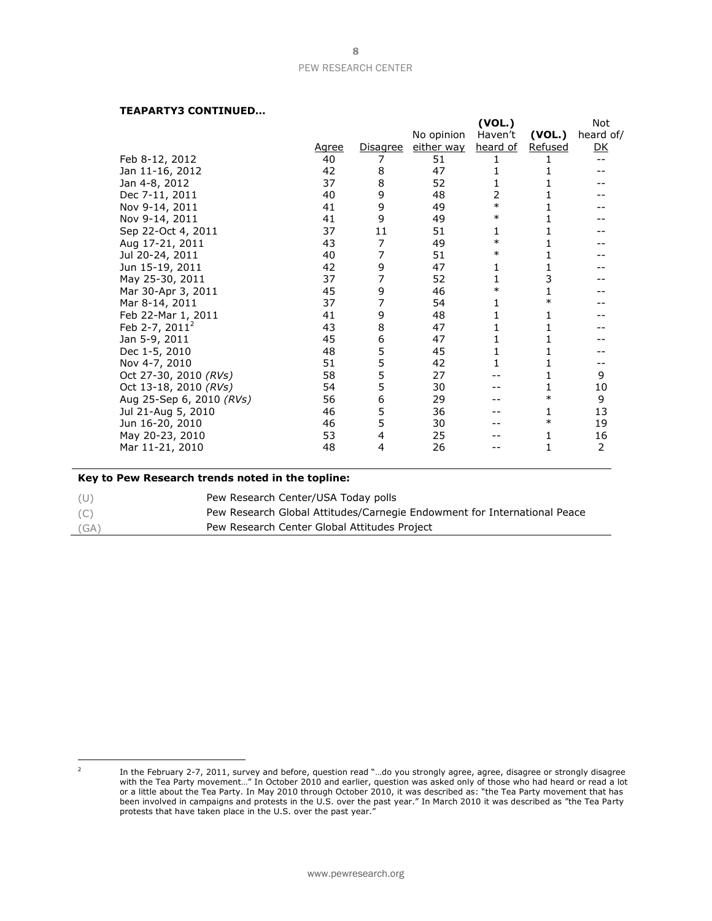**TEAPARTY3 CONTINUED…**

| | Agree | Disagree | No opinion either way | (VOL.) Haven't heard of | (VOL.) Refused | Not heard of/ DK |
|---|---|---|---|---|---|---|
| Feb 8-12, 2012 | 40 | 7 | 51 | 1 | 1 | -- |
| Jan 11-16, 2012 | 42 | 8 | 47 | 1 | 1 | -- |
| Jan 4-8, 2012 | 37 | 8 | 52 | 1 | 1 | -- |
| Dec 7-11, 2011 | 40 | 9 | 48 | 2 | 1 | -- |
| Nov 9-14, 2011 | 41 | 9 | 49 | * | 1 | -- |
| Nov 9-14, 2011 | 41 | 9 | 49 | * | 1 | -- |
| Sep 22-Oct 4, 2011 | 37 | 11 | 51 | 1 | 1 | -- |
| Aug 17-21, 2011 | 43 | 7 | 49 | * | 1 | -- |
| Jul 20-24, 2011 | 40 | 7 | 51 | * | 1 | -- |
| Jun 15-19, 2011 | 42 | 9 | 47 | 1 | 1 | -- |
| May 25-30, 2011 | 37 | 7 | 52 | 1 | 3 | -- |
| Mar 30-Apr 3, 2011 | 45 | 9 | 46 | * | 1 | -- |
| Mar 8-14, 2011 | 37 | 7 | 54 | 1 | * | -- |
| Feb 22-Mar 1, 2011 | 41 | 9 | 48 | 1 | 1 | -- |
| Feb 2-7, 2011[2] | 43 | 8 | 47 | 1 | 1 | -- |
| Jan 5-9, 2011 | 45 | 6 | 47 | 1 | 1 | -- |
| Dec 1-5, 2010 | 48 | 5 | 45 | 1 | 1 | -- |
| Nov 4-7, 2010 | 51 | 5 | 42 | 1 | 1 | -- |
| Oct 27-30, 2010 *(RVs)* | 58 | 5 | 27 | -- | 1 | 9 |
| Oct 13-18, 2010 *(RVs)* | 54 | 5 | 30 | -- | 1 | 10 |
| Aug 25-Sep 6, 2010 *(RVs)* | 56 | 6 | 29 | -- | * | 9 |
| Jul 21-Aug 5, 2010 | 46 | 5 | 36 | -- | 1 | 13 |
| Jun 16-20, 2010 | 46 | 5 | 30 | -- | * | 19 |
| May 20-23, 2010 | 53 | 4 | 25 | -- | 1 | 16 |
| Mar 11-21, 2010 | 48 | 4 | 26 | -- | 1 | 2 |

**Key to Pew Research trends noted in the topline:**

| | |
|---|---|
| (U) | Pew Research Center/USA Today polls |
| (C) | Pew Research Global Attitudes/Carnegie Endowment for International Peace |
| (GA) | Pew Research Center Global Attitudes Project |

[2] In the February 2-7, 2011, survey and before, question read "…do you strongly agree, agree, disagree or strongly disagree with the Tea Party movement…" In October 2010 and earlier, question was asked only of those who had heard or read a lot or a little about the Tea Party. In May 2010 through October 2010, it was described as: "the Tea Party movement that has been involved in campaigns and protests in the U.S. over the past year." In March 2010 it was described as "the Tea Party protests that have taken place in the U.S. over the past year."